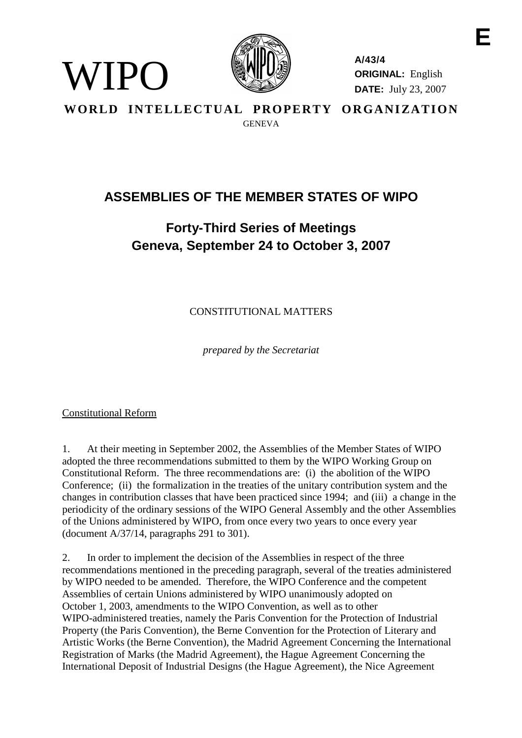E

WIPO

**A/43/4**
**ORIGINAL:** English
**DATE:** July 23, 2007

**WORLD INTELLECTUAL PROPERTY ORGANIZATION**
GENEVA

# ASSEMBLIES OF THE MEMBER STATES OF WIPO

## Forty-Third Series of Meetings
## Geneva, September 24 to October 3, 2007

CONSTITUTIONAL MATTERS

*prepared by the Secretariat*

Constitutional Reform

1. At their meeting in September 2002, the Assemblies of the Member States of WIPO adopted the three recommendations submitted to them by the WIPO Working Group on Constitutional Reform. The three recommendations are: (i) the abolition of the WIPO Conference; (ii) the formalization in the treaties of the unitary contribution system and the changes in contribution classes that have been practiced since 1994; and (iii) a change in the periodicity of the ordinary sessions of the WIPO General Assembly and the other Assemblies of the Unions administered by WIPO, from once every two years to once every year (document A/37/14, paragraphs 291 to 301).

2. In order to implement the decision of the Assemblies in respect of the three recommendations mentioned in the preceding paragraph, several of the treaties administered by WIPO needed to be amended. Therefore, the WIPO Conference and the competent Assemblies of certain Unions administered by WIPO unanimously adopted on October 1, 2003, amendments to the WIPO Convention, as well as to other WIPO-administered treaties, namely the Paris Convention for the Protection of Industrial Property (the Paris Convention), the Berne Convention for the Protection of Literary and Artistic Works (the Berne Convention), the Madrid Agreement Concerning the International Registration of Marks (the Madrid Agreement), the Hague Agreement Concerning the International Deposit of Industrial Designs (the Hague Agreement), the Nice Agreement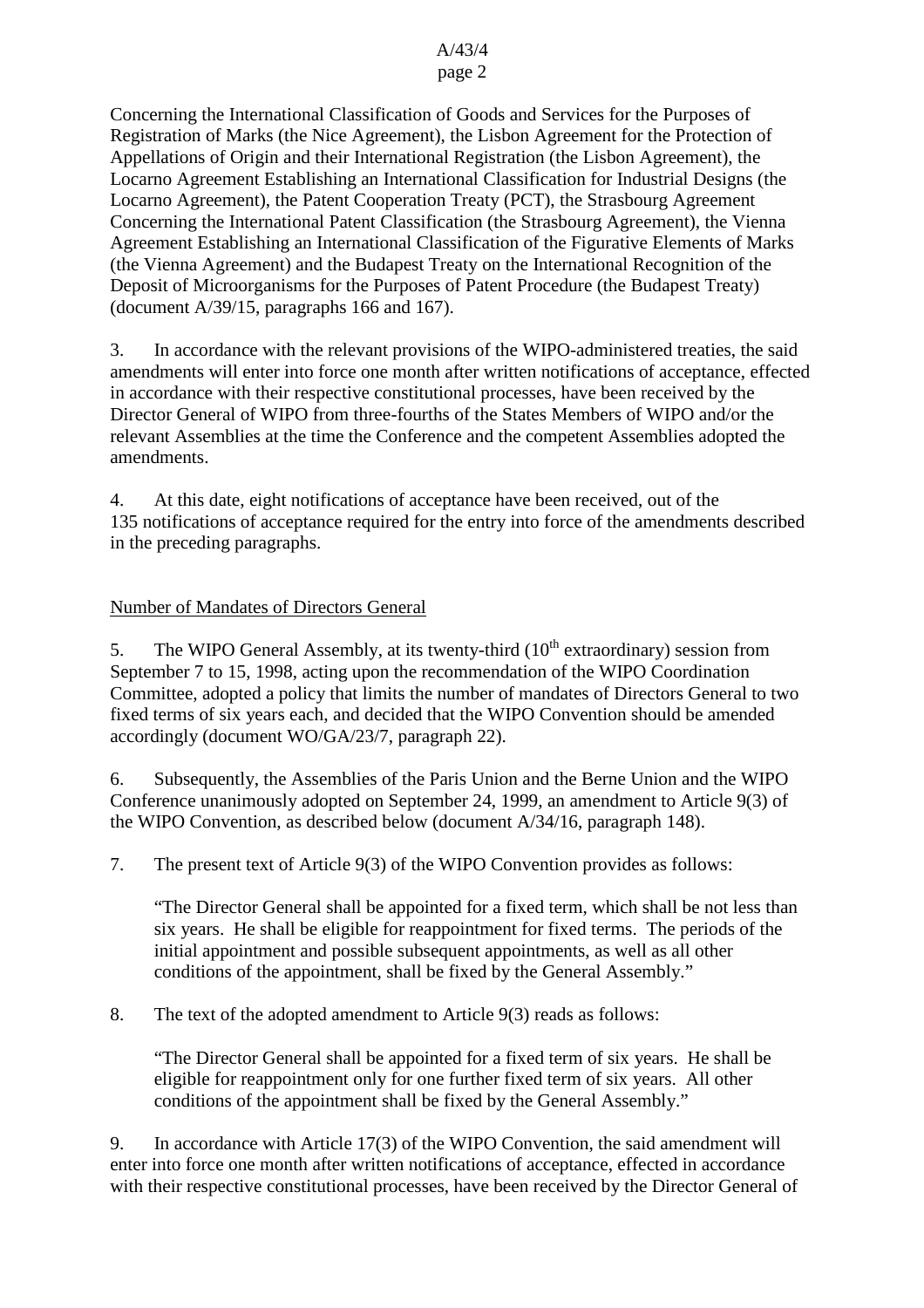Concerning the International Classification of Goods and Services for the Purposes of Registration of Marks (the Nice Agreement), the Lisbon Agreement for the Protection of Appellations of Origin and their International Registration (the Lisbon Agreement), the Locarno Agreement Establishing an International Classification for Industrial Designs (the Locarno Agreement), the Patent Cooperation Treaty (PCT), the Strasbourg Agreement Concerning the International Patent Classification (the Strasbourg Agreement), the Vienna Agreement Establishing an International Classification of the Figurative Elements of Marks (the Vienna Agreement) and the Budapest Treaty on the International Recognition of the Deposit of Microorganisms for the Purposes of Patent Procedure (the Budapest Treaty) (document A/39/15, paragraphs 166 and 167).

3. In accordance with the relevant provisions of the WIPO-administered treaties, the said amendments will enter into force one month after written notifications of acceptance, effected in accordance with their respective constitutional processes, have been received by the Director General of WIPO from three-fourths of the States Members of WIPO and/or the relevant Assemblies at the time the Conference and the competent Assemblies adopted the amendments.

4. At this date, eight notifications of acceptance have been received, out of the 135 notifications of acceptance required for the entry into force of the amendments described in the preceding paragraphs.

## Number of Mandates of Directors General

5. The WIPO General Assembly, at its twenty-third (10th extraordinary) session from September 7 to 15, 1998, acting upon the recommendation of the WIPO Coordination Committee, adopted a policy that limits the number of mandates of Directors General to two fixed terms of six years each, and decided that the WIPO Convention should be amended accordingly (document WO/GA/23/7, paragraph 22).

6. Subsequently, the Assemblies of the Paris Union and the Berne Union and the WIPO Conference unanimously adopted on September 24, 1999, an amendment to Article 9(3) of the WIPO Convention, as described below (document A/34/16, paragraph 148).

7. The present text of Article 9(3) of the WIPO Convention provides as follows:

> "The Director General shall be appointed for a fixed term, which shall be not less than six years. He shall be eligible for reappointment for fixed terms. The periods of the initial appointment and possible subsequent appointments, as well as all other conditions of the appointment, shall be fixed by the General Assembly."

8. The text of the adopted amendment to Article 9(3) reads as follows:

> "The Director General shall be appointed for a fixed term of six years. He shall be eligible for reappointment only for one further fixed term of six years. All other conditions of the appointment shall be fixed by the General Assembly."

9. In accordance with Article 17(3) of the WIPO Convention, the said amendment will enter into force one month after written notifications of acceptance, effected in accordance with their respective constitutional processes, have been received by the Director General of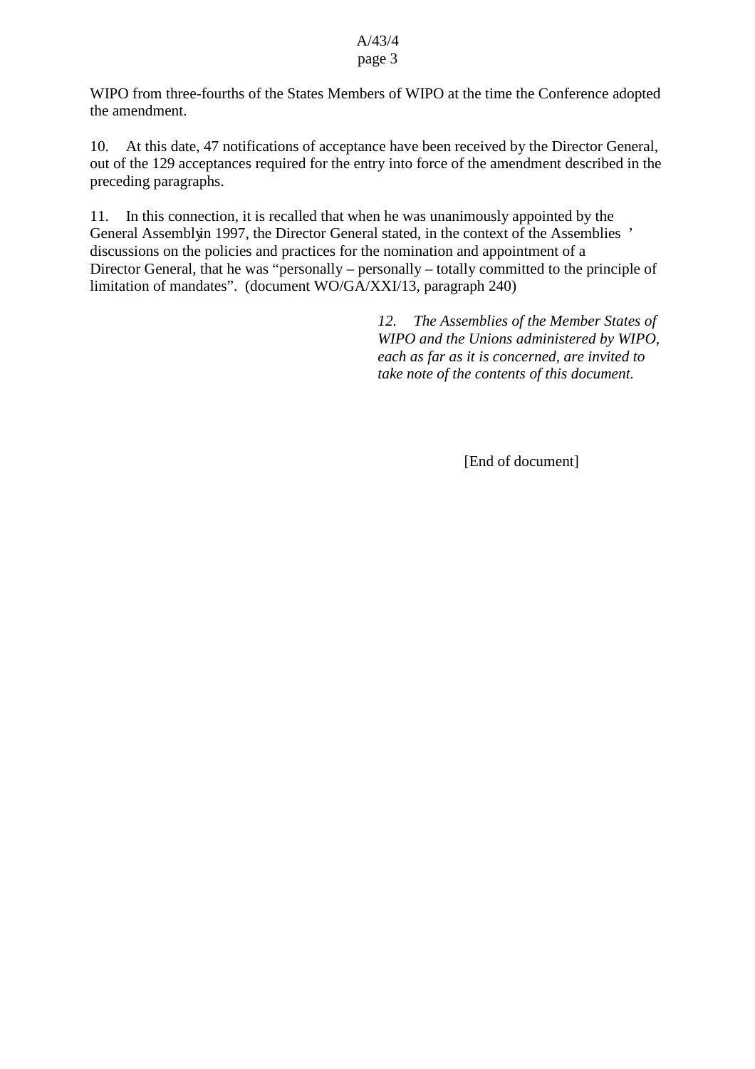WIPO from three-fourths of the States Members of WIPO at the time the Conference adopted the amendment.

10. At this date, 47 notifications of acceptance have been received by the Director General, out of the 129 acceptances required for the entry into force of the amendment described in the preceding paragraphs.

11. In this connection, it is recalled that when he was unanimously appointed by the General Assembly in 1997, the Director General stated, in the context of the Assemblies' discussions on the policies and practices for the nomination and appointment of a Director General, that he was "personally – personally – totally committed to the principle of limitation of mandates". (document WO/GA/XXI/13, paragraph 240)

*12. The Assemblies of the Member States of WIPO and the Unions administered by WIPO, each as far as it is concerned, are invited to take note of the contents of this document.*

[End of document]